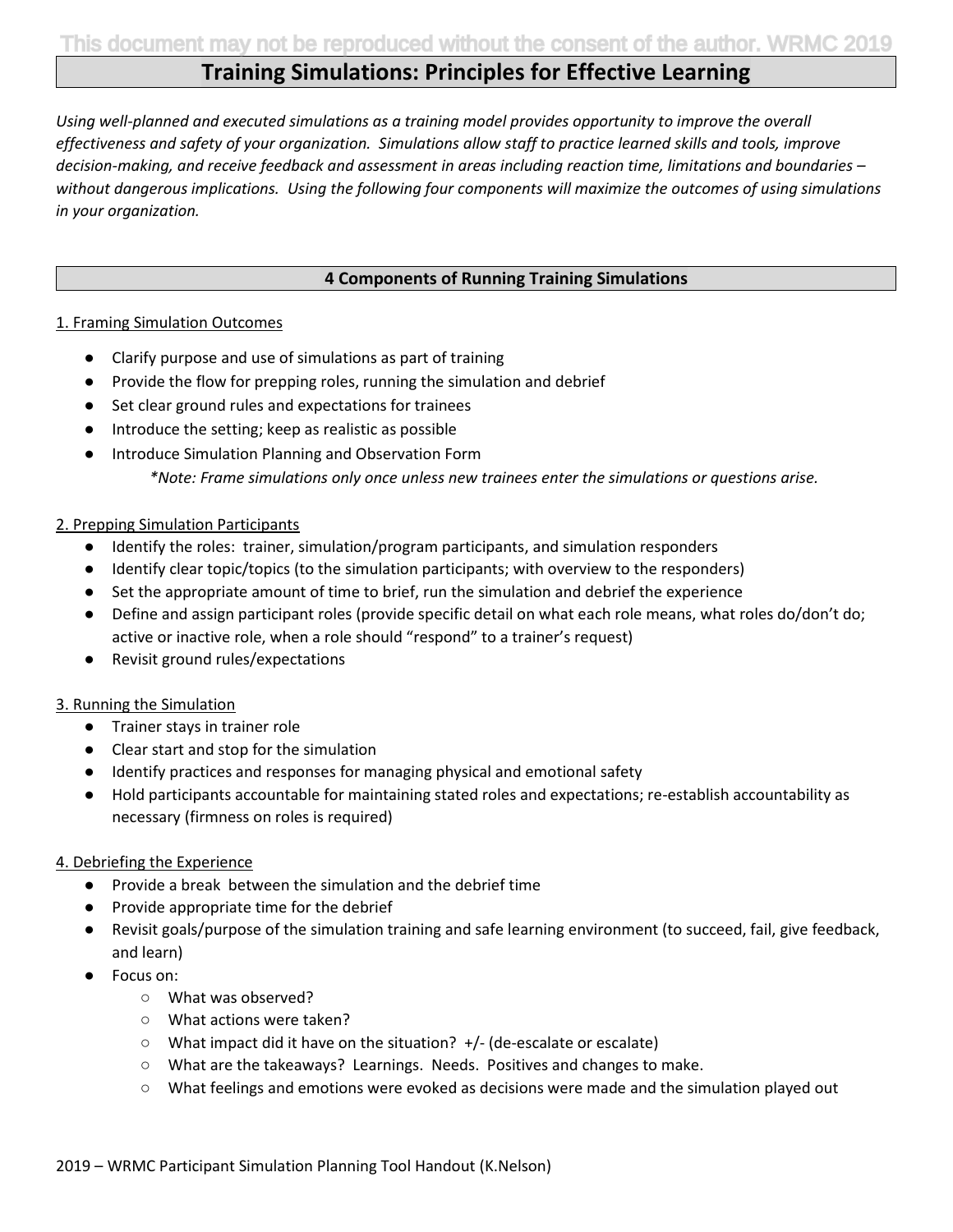This document may not be reproduced without the consent of the author. WRMC 2019

# Training Simulations: Principles for Effective Learning

*Using well-planned and executed simulations as a training model provides opportunity to improve the overall effectiveness and safety of your organization. Simulations allow staff to practice learned skills and tools, improve decision-making, and receive feedback and assessment in areas including reaction time, limitations and boundaries – without dangerous implications. Using the following four components will maximize the outcomes of using simulations in your organization.*

## 4 Components of Running Training Simulations

### 1. Framing Simulation Outcomes

- Clarify purpose and use of simulations as part of training
- Provide the flow for prepping roles, running the simulation and debrief
- Set clear ground rules and expectations for trainees
- Introduce the setting; keep as realistic as possible
- Introduce Simulation Planning and Observation Form

  *\*Note: Frame simulations only once unless new trainees enter the simulations or questions arise.*

### 2. Prepping Simulation Participants

- Identify the roles: trainer, simulation/program participants, and simulation responders
- Identify clear topic/topics (to the simulation participants; with overview to the responders)
- Set the appropriate amount of time to brief, run the simulation and debrief the experience
- Define and assign participant roles (provide specific detail on what each role means, what roles do/don't do; active or inactive role, when a role should "respond" to a trainer's request)
- Revisit ground rules/expectations

### 3. Running the Simulation

- Trainer stays in trainer role
- Clear start and stop for the simulation
- Identify practices and responses for managing physical and emotional safety
- Hold participants accountable for maintaining stated roles and expectations; re-establish accountability as necessary (firmness on roles is required)

### 4. Debriefing the Experience

- Provide a break between the simulation and the debrief time
- Provide appropriate time for the debrief
- Revisit goals/purpose of the simulation training and safe learning environment (to succeed, fail, give feedback, and learn)
- Focus on:
  - What was observed?
  - What actions were taken?
  - What impact did it have on the situation? +/- (de-escalate or escalate)
  - What are the takeaways? Learnings. Needs. Positives and changes to make.
  - What feelings and emotions were evoked as decisions were made and the simulation played out

2019 – WRMC Participant Simulation Planning Tool Handout (K.Nelson)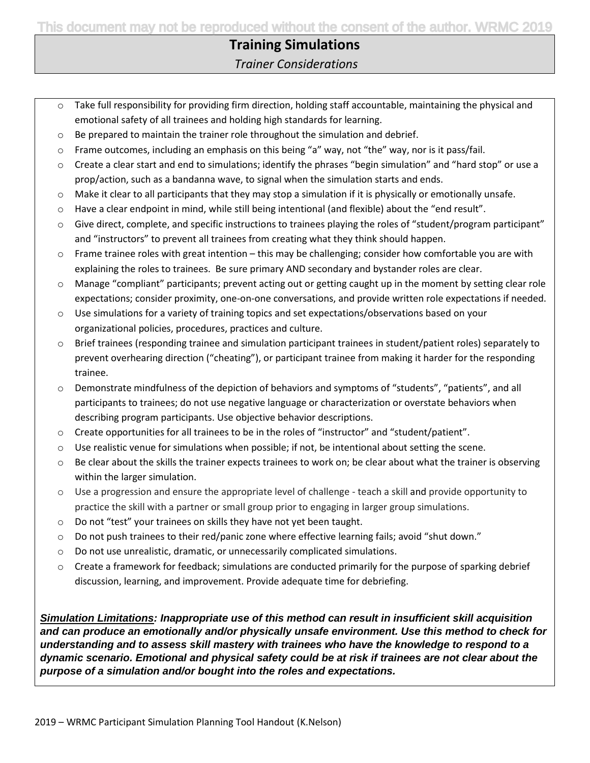# Training Simulations

*Trainer Considerations*

- Take full responsibility for providing firm direction, holding staff accountable, maintaining the physical and emotional safety of all trainees and holding high standards for learning.
- Be prepared to maintain the trainer role throughout the simulation and debrief.
- Frame outcomes, including an emphasis on this being "a" way, not "the" way, nor is it pass/fail.
- Create a clear start and end to simulations; identify the phrases "begin simulation" and "hard stop" or use a prop/action, such as a bandanna wave, to signal when the simulation starts and ends.
- Make it clear to all participants that they may stop a simulation if it is physically or emotionally unsafe.
- Have a clear endpoint in mind, while still being intentional (and flexible) about the "end result".
- Give direct, complete, and specific instructions to trainees playing the roles of "student/program participant" and "instructors" to prevent all trainees from creating what they think should happen.
- Frame trainee roles with great intention – this may be challenging; consider how comfortable you are with explaining the roles to trainees. Be sure primary AND secondary and bystander roles are clear.
- Manage "compliant" participants; prevent acting out or getting caught up in the moment by setting clear role expectations; consider proximity, one-on-one conversations, and provide written role expectations if needed.
- Use simulations for a variety of training topics and set expectations/observations based on your organizational policies, procedures, practices and culture.
- Brief trainees (responding trainee and simulation participant trainees in student/patient roles) separately to prevent overhearing direction ("cheating"), or participant trainee from making it harder for the responding trainee.
- Demonstrate mindfulness of the depiction of behaviors and symptoms of "students", "patients", and all participants to trainees; do not use negative language or characterization or overstate behaviors when describing program participants. Use objective behavior descriptions.
- Create opportunities for all trainees to be in the roles of "instructor" and "student/patient".
- Use realistic venue for simulations when possible; if not, be intentional about setting the scene.
- Be clear about the skills the trainer expects trainees to work on; be clear about what the trainer is observing within the larger simulation.
- Use a progression and ensure the appropriate level of challenge - teach a skill and provide opportunity to practice the skill with a partner or small group prior to engaging in larger group simulations.
- Do not "test" your trainees on skills they have not yet been taught.
- Do not push trainees to their red/panic zone where effective learning fails; avoid "shut down."
- Do not use unrealistic, dramatic, or unnecessarily complicated simulations.
- Create a framework for feedback; simulations are conducted primarily for the purpose of sparking debrief discussion, learning, and improvement. Provide adequate time for debriefing.

***<u>Simulation Limitations</u>: Inappropriate use of this method can result in insufficient skill acquisition and can produce an emotionally and/or physically unsafe environment. Use this method to check for understanding and to assess skill mastery with trainees who have the knowledge to respond to a dynamic scenario. Emotional and physical safety could be at risk if trainees are not clear about the purpose of a simulation and/or bought into the roles and expectations.***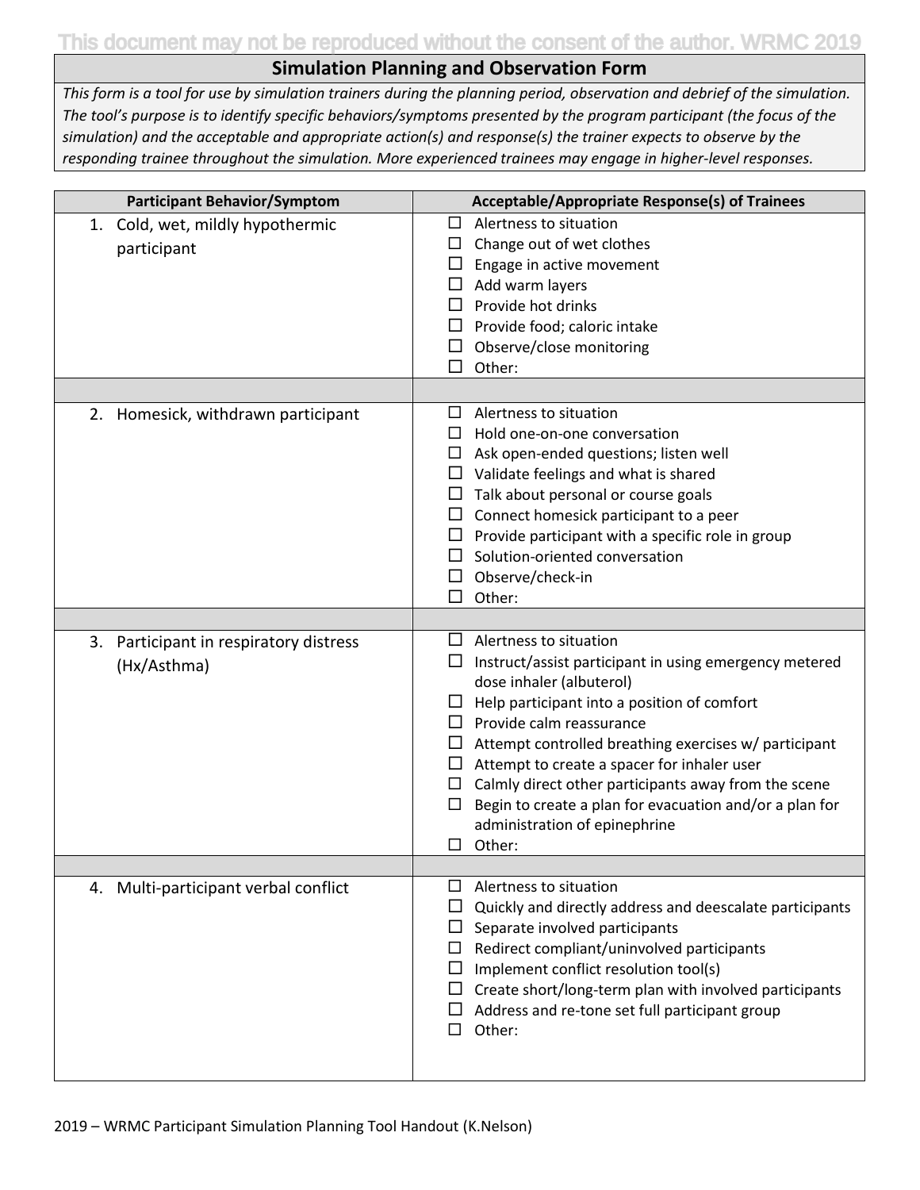This document may not be reproduced without the consent of the author. WRMC 2019

## Simulation Planning and Observation Form

*This form is a tool for use by simulation trainers during the planning period, observation and debrief of the simulation. The tool's purpose is to identify specific behaviors/symptoms presented by the program participant (the focus of the simulation) and the acceptable and appropriate action(s) and response(s) the trainer expects to observe by the responding trainee throughout the simulation. More experienced trainees may engage in higher-level responses.*

| Participant Behavior/Symptom | Acceptable/Appropriate Response(s) of Trainees |
|---|---|
| 1. Cold, wet, mildly hypothermic participant | ☐ Alertness to situation<br>☐ Change out of wet clothes<br>☐ Engage in active movement<br>☐ Add warm layers<br>☐ Provide hot drinks<br>☐ Provide food; caloric intake<br>☐ Observe/close monitoring<br>☐ Other: |
| | |
| 2. Homesick, withdrawn participant | ☐ Alertness to situation<br>☐ Hold one-on-one conversation<br>☐ Ask open-ended questions; listen well<br>☐ Validate feelings and what is shared<br>☐ Talk about personal or course goals<br>☐ Connect homesick participant to a peer<br>☐ Provide participant with a specific role in group<br>☐ Solution-oriented conversation<br>☐ Observe/check-in<br>☐ Other: |
| | |
| 3. Participant in respiratory distress (Hx/Asthma) | ☐ Alertness to situation<br>☐ Instruct/assist participant in using emergency metered dose inhaler (albuterol)<br>☐ Help participant into a position of comfort<br>☐ Provide calm reassurance<br>☐ Attempt controlled breathing exercises w/ participant<br>☐ Attempt to create a spacer for inhaler user<br>☐ Calmly direct other participants away from the scene<br>☐ Begin to create a plan for evacuation and/or a plan for administration of epinephrine<br>☐ Other: |
| | |
| 4. Multi-participant verbal conflict | ☐ Alertness to situation<br>☐ Quickly and directly address and deescalate participants<br>☐ Separate involved participants<br>☐ Redirect compliant/uninvolved participants<br>☐ Implement conflict resolution tool(s)<br>☐ Create short/long-term plan with involved participants<br>☐ Address and re-tone set full participant group<br>☐ Other: |

2019 – WRMC Participant Simulation Planning Tool Handout (K.Nelson)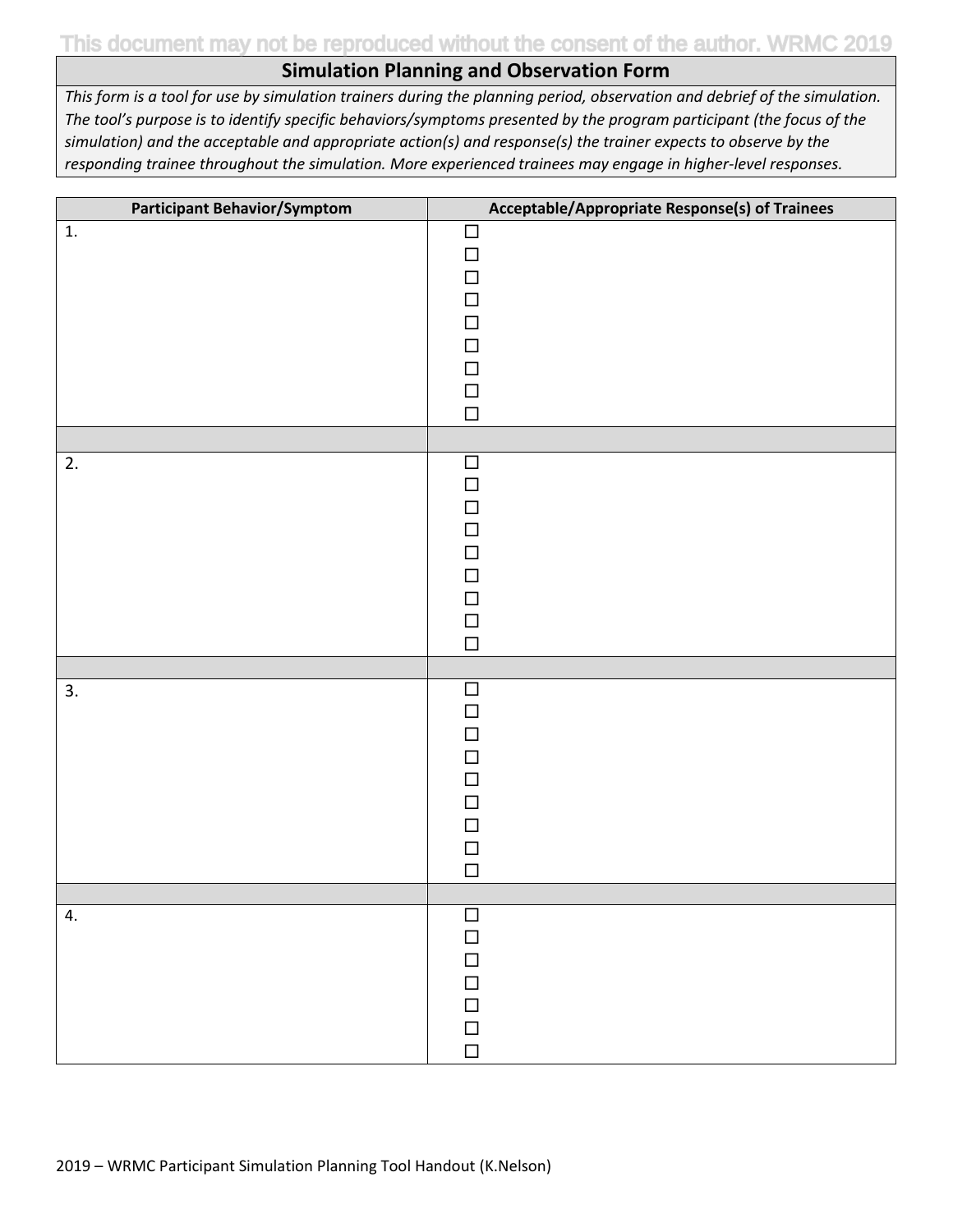This document may not be reproduced without the consent of the author. WRMC 2019

## Simulation Planning and Observation Form

*This form is a tool for use by simulation trainers during the planning period, observation and debrief of the simulation. The tool's purpose is to identify specific behaviors/symptoms presented by the program participant (the focus of the simulation) and the acceptable and appropriate action(s) and response(s) the trainer expects to observe by the responding trainee throughout the simulation. More experienced trainees may engage in higher-level responses.*

| Participant Behavior/Symptom | Acceptable/Appropriate Response(s) of Trainees |
|---|---|
| 1. | ☐<br>☐<br>☐<br>☐<br>☐<br>☐<br>☐<br>☐<br>☐ |
| | |
| 2. | ☐<br>☐<br>☐<br>☐<br>☐<br>☐<br>☐<br>☐<br>☐ |
| | |
| 3. | ☐<br>☐<br>☐<br>☐<br>☐<br>☐<br>☐<br>☐<br>☐ |
| | |
| 4. | ☐<br>☐<br>☐<br>☐<br>☐<br>☐<br>☐ |

2019 – WRMC Participant Simulation Planning Tool Handout (K.Nelson)